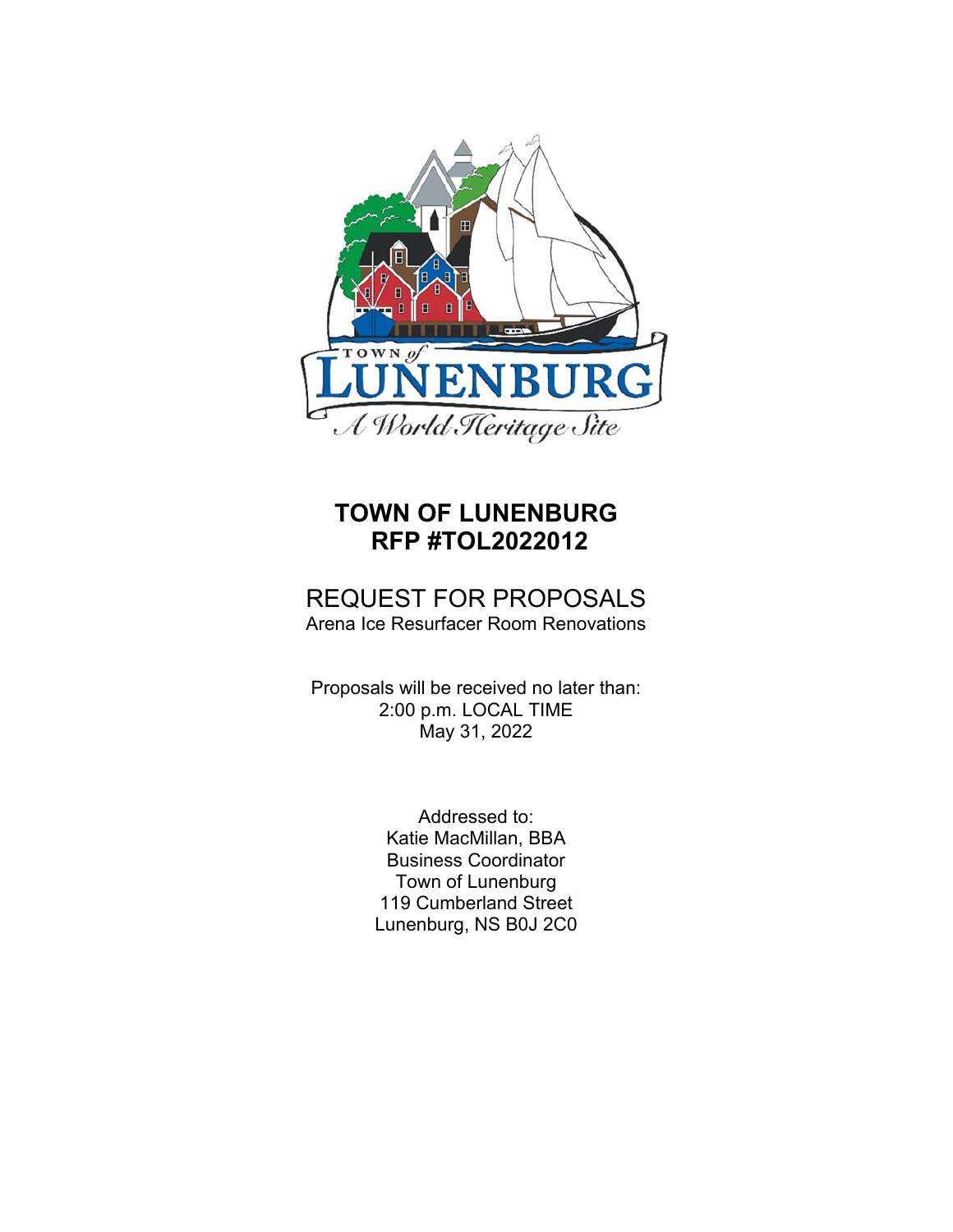# TOWN OF LUNENBURG
# RFP #TOL2022012

## REQUEST FOR PROPOSALS

Arena Ice Resurfacer Room Renovations

Proposals will be received no later than:
2:00 p.m. LOCAL TIME
May 31, 2022

Addressed to:
Katie MacMillan, BBA
Business Coordinator
Town of Lunenburg
119 Cumberland Street
Lunenburg, NS B0J 2C0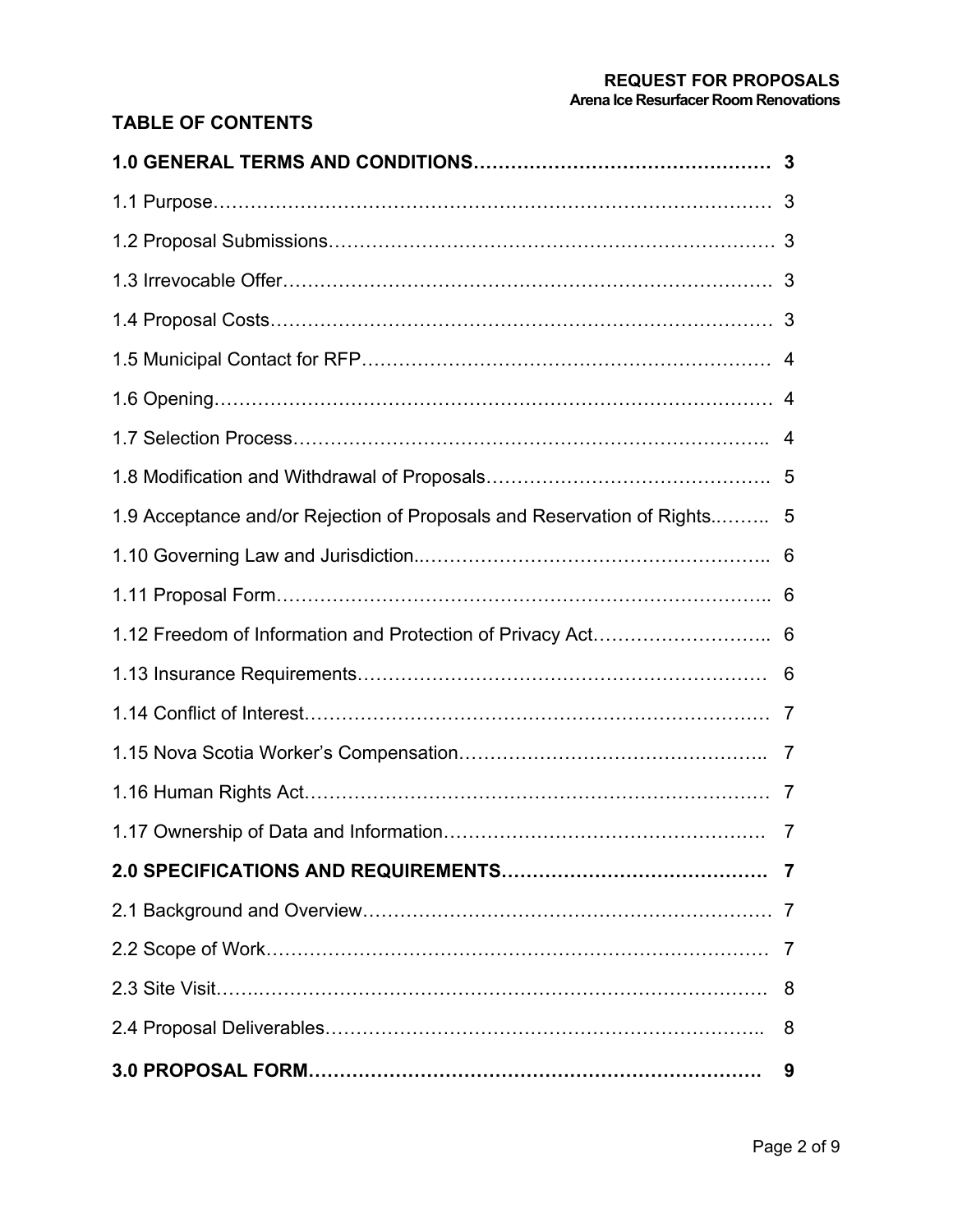## TABLE OF CONTENTS

| | |
|---|---|
| **1.0 GENERAL TERMS AND CONDITIONS** | **3** |
| 1.1 Purpose | 3 |
| 1.2 Proposal Submissions | 3 |
| 1.3 Irrevocable Offer | 3 |
| 1.4 Proposal Costs | 3 |
| 1.5 Municipal Contact for RFP | 4 |
| 1.6 Opening | 4 |
| 1.7 Selection Process | 4 |
| 1.8 Modification and Withdrawal of Proposals | 5 |
| 1.9 Acceptance and/or Rejection of Proposals and Reservation of Rights | 5 |
| 1.10 Governing Law and Jurisdiction | 6 |
| 1.11 Proposal Form | 6 |
| 1.12 Freedom of Information and Protection of Privacy Act | 6 |
| 1.13 Insurance Requirements | 6 |
| 1.14 Conflict of Interest | 7 |
| 1.15 Nova Scotia Worker's Compensation | 7 |
| 1.16 Human Rights Act | 7 |
| 1.17 Ownership of Data and Information | 7 |
| **2.0 SPECIFICATIONS AND REQUIREMENTS** | **7** |
| 2.1 Background and Overview | 7 |
| 2.2 Scope of Work | 7 |
| 2.3 Site Visit | 8 |
| 2.4 Proposal Deliverables | 8 |
| **3.0 PROPOSAL FORM** | **9** |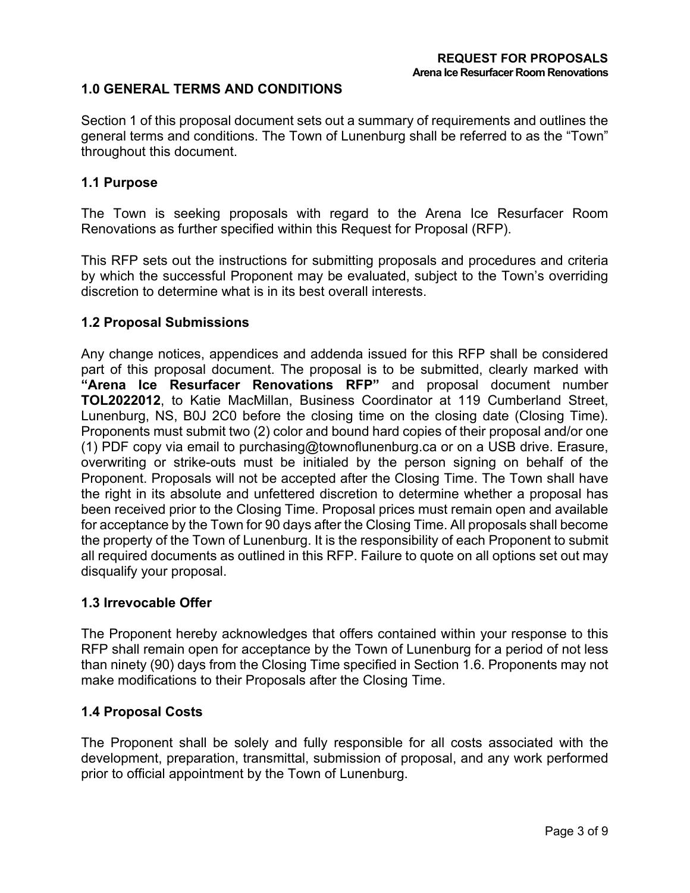## 1.0 GENERAL TERMS AND CONDITIONS

Section 1 of this proposal document sets out a summary of requirements and outlines the general terms and conditions. The Town of Lunenburg shall be referred to as the "Town" throughout this document.

### 1.1 Purpose

The Town is seeking proposals with regard to the Arena Ice Resurfacer Room Renovations as further specified within this Request for Proposal (RFP).

This RFP sets out the instructions for submitting proposals and procedures and criteria by which the successful Proponent may be evaluated, subject to the Town's overriding discretion to determine what is in its best overall interests.

### 1.2 Proposal Submissions

Any change notices, appendices and addenda issued for this RFP shall be considered part of this proposal document. The proposal is to be submitted, clearly marked with **"Arena Ice Resurfacer Renovations RFP"** and proposal document number **TOL2022012**, to Katie MacMillan, Business Coordinator at 119 Cumberland Street, Lunenburg, NS, B0J 2C0 before the closing time on the closing date (Closing Time). Proponents must submit two (2) color and bound hard copies of their proposal and/or one (1) PDF copy via email to purchasing@townoflunenburg.ca or on a USB drive. Erasure, overwriting or strike-outs must be initialed by the person signing on behalf of the Proponent. Proposals will not be accepted after the Closing Time. The Town shall have the right in its absolute and unfettered discretion to determine whether a proposal has been received prior to the Closing Time. Proposal prices must remain open and available for acceptance by the Town for 90 days after the Closing Time. All proposals shall become the property of the Town of Lunenburg. It is the responsibility of each Proponent to submit all required documents as outlined in this RFP. Failure to quote on all options set out may disqualify your proposal.

### 1.3 Irrevocable Offer

The Proponent hereby acknowledges that offers contained within your response to this RFP shall remain open for acceptance by the Town of Lunenburg for a period of not less than ninety (90) days from the Closing Time specified in Section 1.6. Proponents may not make modifications to their Proposals after the Closing Time.

### 1.4 Proposal Costs

The Proponent shall be solely and fully responsible for all costs associated with the development, preparation, transmittal, submission of proposal, and any work performed prior to official appointment by the Town of Lunenburg.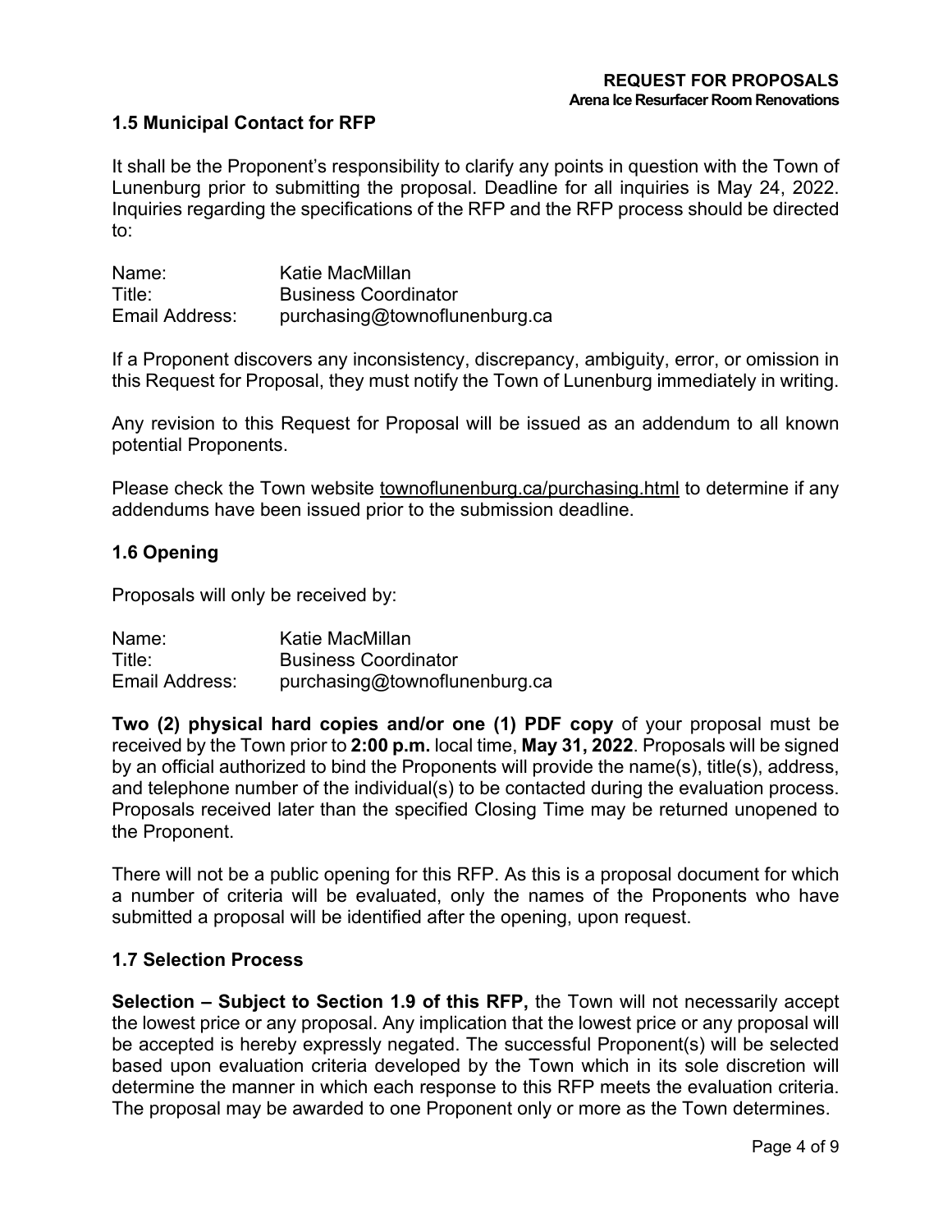## 1.5 Municipal Contact for RFP

It shall be the Proponent's responsibility to clarify any points in question with the Town of Lunenburg prior to submitting the proposal. Deadline for all inquiries is May 24, 2022. Inquiries regarding the specifications of the RFP and the RFP process should be directed to:

| | |
|---|---|
| Name: | Katie MacMillan |
| Title: | Business Coordinator |
| Email Address: | purchasing@townoflunenburg.ca |

If a Proponent discovers any inconsistency, discrepancy, ambiguity, error, or omission in this Request for Proposal, they must notify the Town of Lunenburg immediately in writing.

Any revision to this Request for Proposal will be issued as an addendum to all known potential Proponents.

Please check the Town website townoflunenburg.ca/purchasing.html to determine if any addendums have been issued prior to the submission deadline.

## 1.6 Opening

Proposals will only be received by:

| | |
|---|---|
| Name: | Katie MacMillan |
| Title: | Business Coordinator |
| Email Address: | purchasing@townoflunenburg.ca |

**Two (2) physical hard copies and/or one (1) PDF copy** of your proposal must be received by the Town prior to **2:00 p.m.** local time, **May 31, 2022**. Proposals will be signed by an official authorized to bind the Proponents will provide the name(s), title(s), address, and telephone number of the individual(s) to be contacted during the evaluation process. Proposals received later than the specified Closing Time may be returned unopened to the Proponent.

There will not be a public opening for this RFP. As this is a proposal document for which a number of criteria will be evaluated, only the names of the Proponents who have submitted a proposal will be identified after the opening, upon request.

## 1.7 Selection Process

**Selection – Subject to Section 1.9 of this RFP,** the Town will not necessarily accept the lowest price or any proposal. Any implication that the lowest price or any proposal will be accepted is hereby expressly negated. The successful Proponent(s) will be selected based upon evaluation criteria developed by the Town which in its sole discretion will determine the manner in which each response to this RFP meets the evaluation criteria. The proposal may be awarded to one Proponent only or more as the Town determines.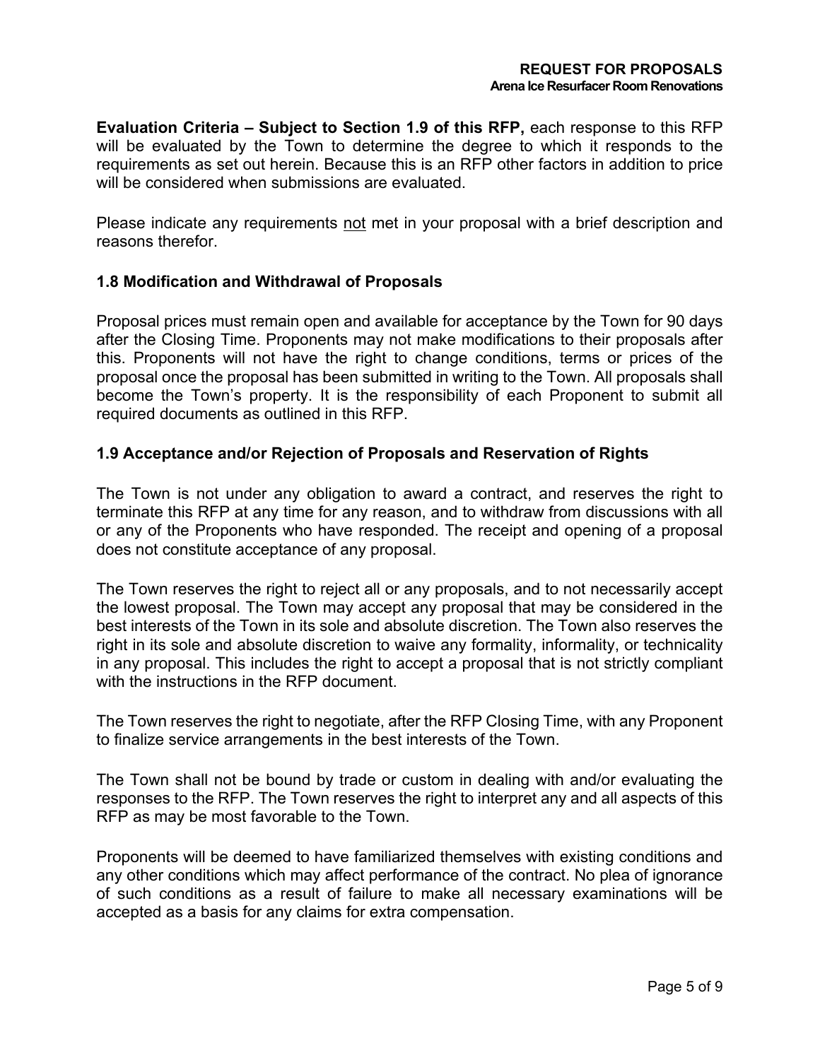**Evaluation Criteria – Subject to Section 1.9 of this RFP,** each response to this RFP will be evaluated by the Town to determine the degree to which it responds to the requirements as set out herein. Because this is an RFP other factors in addition to price will be considered when submissions are evaluated.

Please indicate any requirements <u>not</u> met in your proposal with a brief description and reasons therefor.

### 1.8 Modification and Withdrawal of Proposals

Proposal prices must remain open and available for acceptance by the Town for 90 days after the Closing Time. Proponents may not make modifications to their proposals after this. Proponents will not have the right to change conditions, terms or prices of the proposal once the proposal has been submitted in writing to the Town. All proposals shall become the Town's property. It is the responsibility of each Proponent to submit all required documents as outlined in this RFP.

### 1.9 Acceptance and/or Rejection of Proposals and Reservation of Rights

The Town is not under any obligation to award a contract, and reserves the right to terminate this RFP at any time for any reason, and to withdraw from discussions with all or any of the Proponents who have responded. The receipt and opening of a proposal does not constitute acceptance of any proposal.

The Town reserves the right to reject all or any proposals, and to not necessarily accept the lowest proposal. The Town may accept any proposal that may be considered in the best interests of the Town in its sole and absolute discretion. The Town also reserves the right in its sole and absolute discretion to waive any formality, informality, or technicality in any proposal. This includes the right to accept a proposal that is not strictly compliant with the instructions in the RFP document.

The Town reserves the right to negotiate, after the RFP Closing Time, with any Proponent to finalize service arrangements in the best interests of the Town.

The Town shall not be bound by trade or custom in dealing with and/or evaluating the responses to the RFP. The Town reserves the right to interpret any and all aspects of this RFP as may be most favorable to the Town.

Proponents will be deemed to have familiarized themselves with existing conditions and any other conditions which may affect performance of the contract. No plea of ignorance of such conditions as a result of failure to make all necessary examinations will be accepted as a basis for any claims for extra compensation.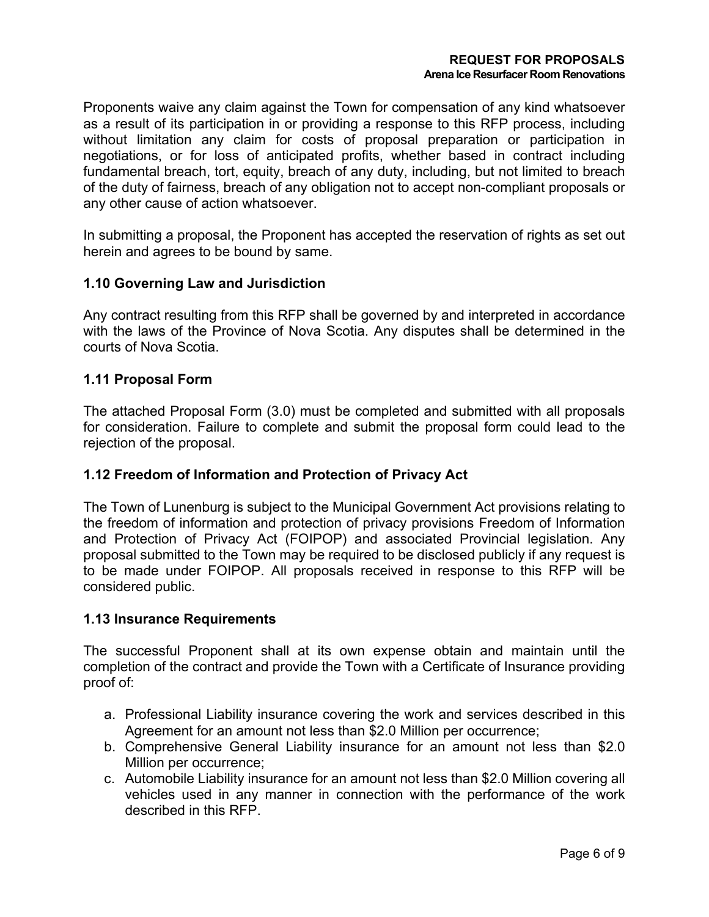Proponents waive any claim against the Town for compensation of any kind whatsoever as a result of its participation in or providing a response to this RFP process, including without limitation any claim for costs of proposal preparation or participation in negotiations, or for loss of anticipated profits, whether based in contract including fundamental breach, tort, equity, breach of any duty, including, but not limited to breach of the duty of fairness, breach of any obligation not to accept non-compliant proposals or any other cause of action whatsoever.

In submitting a proposal, the Proponent has accepted the reservation of rights as set out herein and agrees to be bound by same.

### 1.10 Governing Law and Jurisdiction

Any contract resulting from this RFP shall be governed by and interpreted in accordance with the laws of the Province of Nova Scotia. Any disputes shall be determined in the courts of Nova Scotia.

### 1.11 Proposal Form

The attached Proposal Form (3.0) must be completed and submitted with all proposals for consideration. Failure to complete and submit the proposal form could lead to the rejection of the proposal.

### 1.12 Freedom of Information and Protection of Privacy Act

The Town of Lunenburg is subject to the Municipal Government Act provisions relating to the freedom of information and protection of privacy provisions Freedom of Information and Protection of Privacy Act (FOIPOP) and associated Provincial legislation. Any proposal submitted to the Town may be required to be disclosed publicly if any request is to be made under FOIPOP. All proposals received in response to this RFP will be considered public.

### 1.13 Insurance Requirements

The successful Proponent shall at its own expense obtain and maintain until the completion of the contract and provide the Town with a Certificate of Insurance providing proof of:

a. Professional Liability insurance covering the work and services described in this Agreement for an amount not less than $2.0 Million per occurrence;
b. Comprehensive General Liability insurance for an amount not less than $2.0 Million per occurrence;
c. Automobile Liability insurance for an amount not less than $2.0 Million covering all vehicles used in any manner in connection with the performance of the work described in this RFP.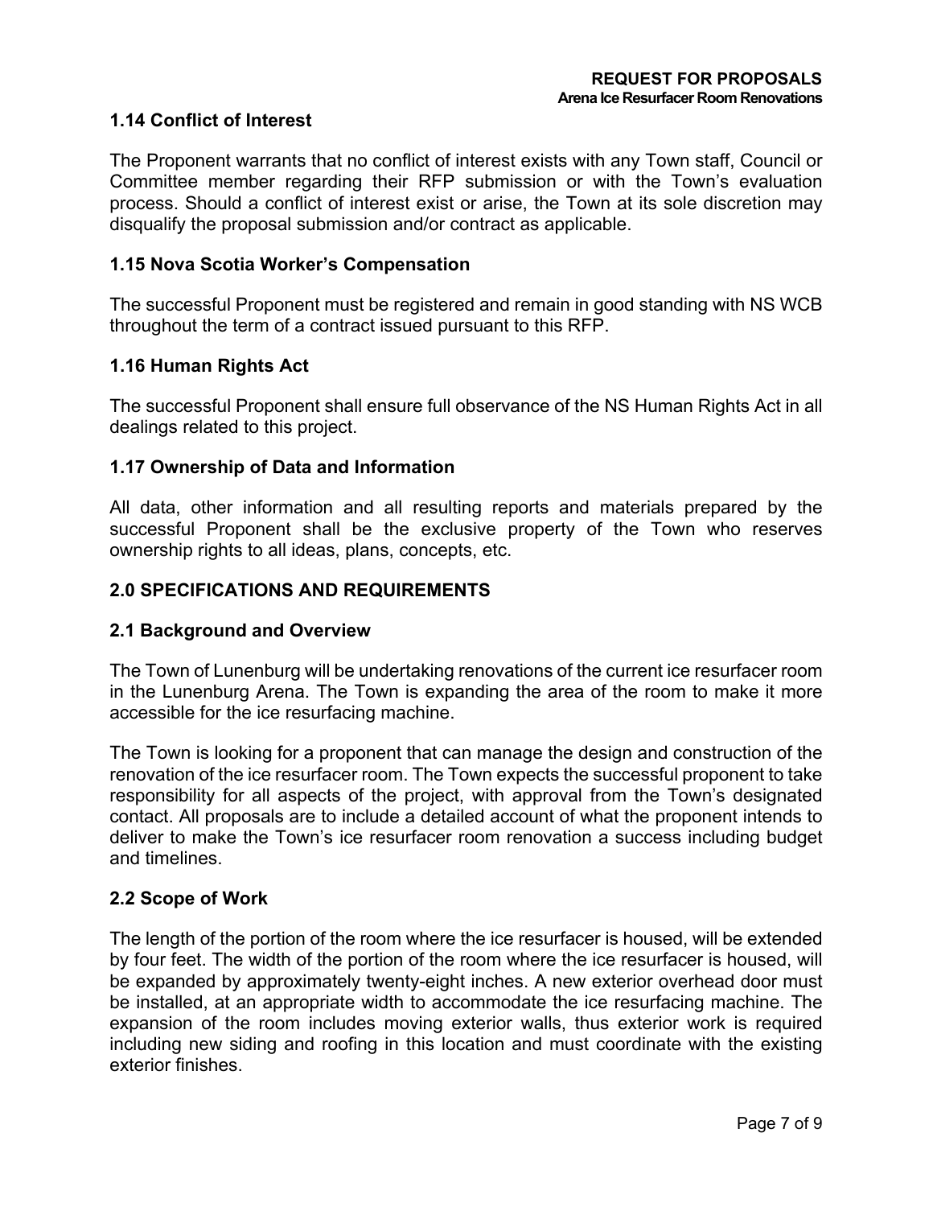### 1.14 Conflict of Interest

The Proponent warrants that no conflict of interest exists with any Town staff, Council or Committee member regarding their RFP submission or with the Town's evaluation process. Should a conflict of interest exist or arise, the Town at its sole discretion may disqualify the proposal submission and/or contract as applicable.

### 1.15 Nova Scotia Worker's Compensation

The successful Proponent must be registered and remain in good standing with NS WCB throughout the term of a contract issued pursuant to this RFP.

### 1.16 Human Rights Act

The successful Proponent shall ensure full observance of the NS Human Rights Act in all dealings related to this project.

### 1.17 Ownership of Data and Information

All data, other information and all resulting reports and materials prepared by the successful Proponent shall be the exclusive property of the Town who reserves ownership rights to all ideas, plans, concepts, etc.

## 2.0 SPECIFICATIONS AND REQUIREMENTS

### 2.1 Background and Overview

The Town of Lunenburg will be undertaking renovations of the current ice resurfacer room in the Lunenburg Arena. The Town is expanding the area of the room to make it more accessible for the ice resurfacing machine.

The Town is looking for a proponent that can manage the design and construction of the renovation of the ice resurfacer room. The Town expects the successful proponent to take responsibility for all aspects of the project, with approval from the Town's designated contact. All proposals are to include a detailed account of what the proponent intends to deliver to make the Town's ice resurfacer room renovation a success including budget and timelines.

### 2.2 Scope of Work

The length of the portion of the room where the ice resurfacer is housed, will be extended by four feet. The width of the portion of the room where the ice resurfacer is housed, will be expanded by approximately twenty-eight inches. A new exterior overhead door must be installed, at an appropriate width to accommodate the ice resurfacing machine. The expansion of the room includes moving exterior walls, thus exterior work is required including new siding and roofing in this location and must coordinate with the existing exterior finishes.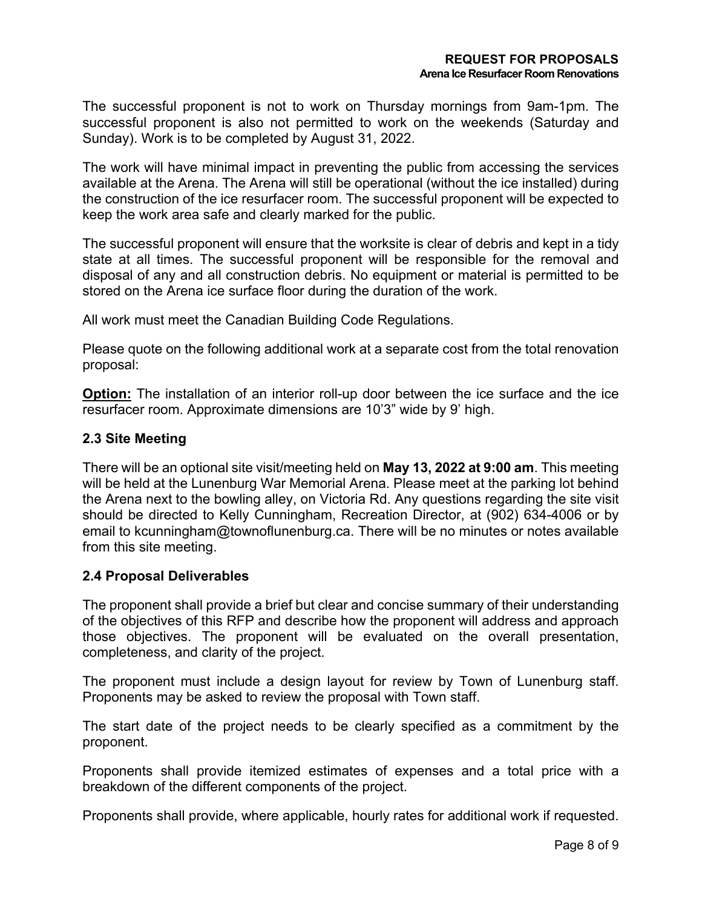The successful proponent is not to work on Thursday mornings from 9am-1pm. The successful proponent is also not permitted to work on the weekends (Saturday and Sunday). Work is to be completed by August 31, 2022.

The work will have minimal impact in preventing the public from accessing the services available at the Arena. The Arena will still be operational (without the ice installed) during the construction of the ice resurfacer room. The successful proponent will be expected to keep the work area safe and clearly marked for the public.

The successful proponent will ensure that the worksite is clear of debris and kept in a tidy state at all times. The successful proponent will be responsible for the removal and disposal of any and all construction debris. No equipment or material is permitted to be stored on the Arena ice surface floor during the duration of the work.

All work must meet the Canadian Building Code Regulations.

Please quote on the following additional work at a separate cost from the total renovation proposal:

**Option:** The installation of an interior roll-up door between the ice surface and the ice resurfacer room. Approximate dimensions are 10'3" wide by 9' high.

### 2.3 Site Meeting

There will be an optional site visit/meeting held on **May 13, 2022 at 9:00 am**. This meeting will be held at the Lunenburg War Memorial Arena. Please meet at the parking lot behind the Arena next to the bowling alley, on Victoria Rd. Any questions regarding the site visit should be directed to Kelly Cunningham, Recreation Director, at (902) 634-4006 or by email to kcunningham@townoflunenburg.ca. There will be no minutes or notes available from this site meeting.

### 2.4 Proposal Deliverables

The proponent shall provide a brief but clear and concise summary of their understanding of the objectives of this RFP and describe how the proponent will address and approach those objectives. The proponent will be evaluated on the overall presentation, completeness, and clarity of the project.

The proponent must include a design layout for review by Town of Lunenburg staff. Proponents may be asked to review the proposal with Town staff.

The start date of the project needs to be clearly specified as a commitment by the proponent.

Proponents shall provide itemized estimates of expenses and a total price with a breakdown of the different components of the project.

Proponents shall provide, where applicable, hourly rates for additional work if requested.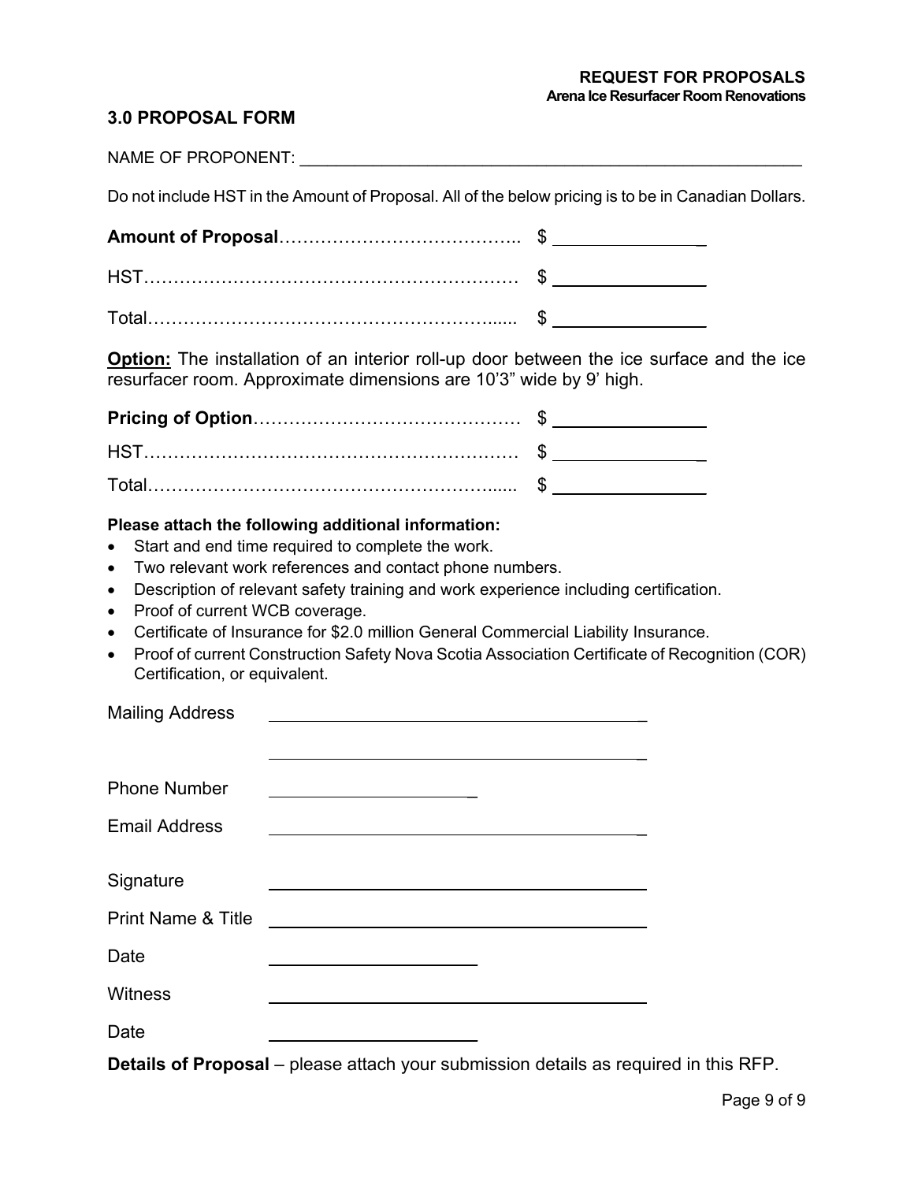## 3.0 PROPOSAL FORM

NAME OF PROPONENT: ______________________________________________________

Do not include HST in the Amount of Proposal. All of the below pricing is to be in Canadian Dollars.

**Amount of Proposal**………………………………….. $ ________________

HST……………………………………………………… $ ________________

Total………………………………………………….... $ ________________

**Option:** The installation of an interior roll-up door between the ice surface and the ice resurfacer room. Approximate dimensions are 10'3" wide by 9' high.

**Pricing of Option**……………………………………… $ ________________

HST……………………………………………………… $ ________________

Total………………………………………………….... $ ________________

**Please attach the following additional information:**

- Start and end time required to complete the work.
- Two relevant work references and contact phone numbers.
- Description of relevant safety training and work experience including certification.
- Proof of current WCB coverage.
- Certificate of Insurance for $2.0 million General Commercial Liability Insurance.
- Proof of current Construction Safety Nova Scotia Association Certificate of Recognition (COR) Certification, or equivalent.

Mailing Address ________________________________________

________________________________________

Phone Number ______________________

Email Address ________________________________________

Signature ________________________________________

Print Name & Title ________________________________________

Date ______________________

Witness ________________________________________

Date ______________________

**Details of Proposal** – please attach your submission details as required in this RFP.